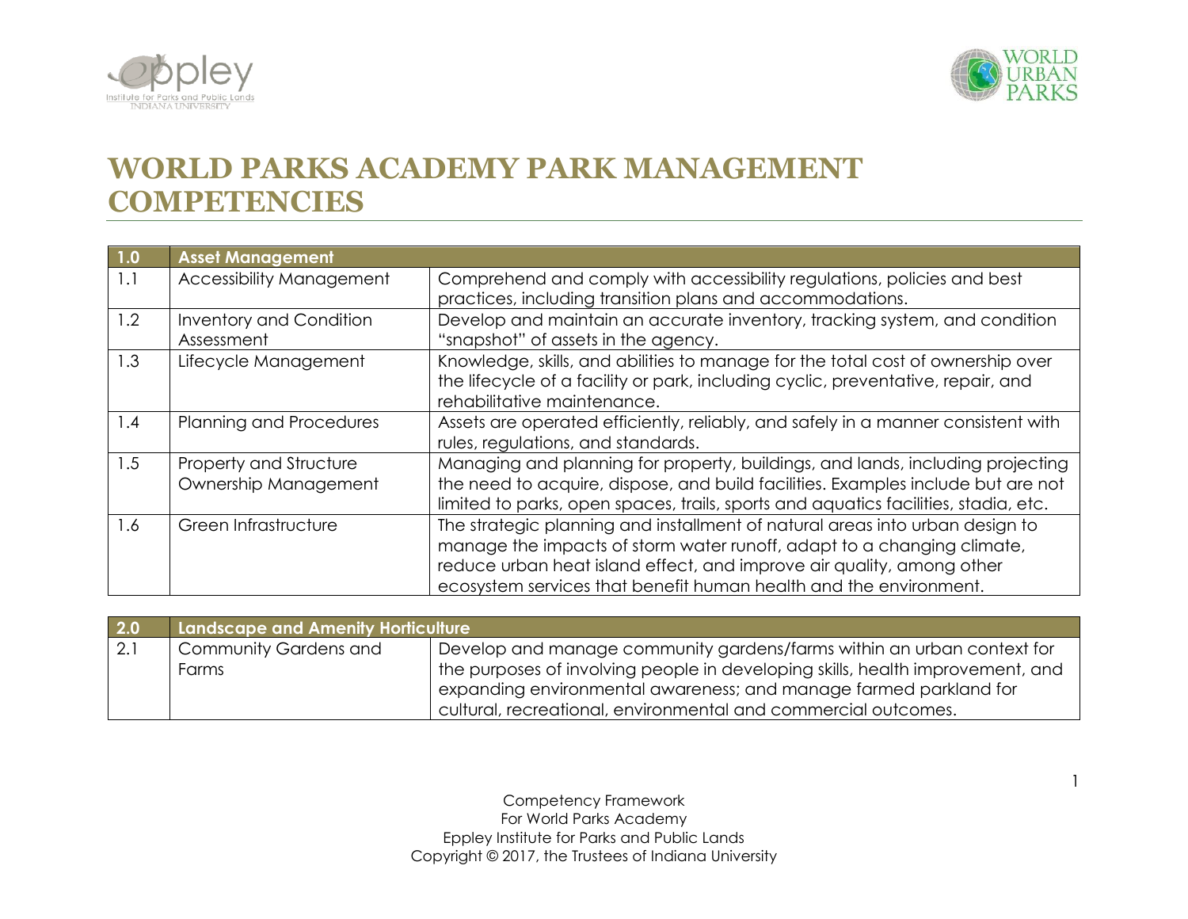# WORLD PARKS ACADEMY PARK MANAGEMENT COMPETENCIES

| 1.0 | Asset Management | |
|---|---|---|
| 1.1 | Accessibility Management | Comprehend and comply with accessibility regulations, policies and best practices, including transition plans and accommodations. |
| 1.2 | Inventory and Condition Assessment | Develop and maintain an accurate inventory, tracking system, and condition "snapshot" of assets in the agency. |
| 1.3 | Lifecycle Management | Knowledge, skills, and abilities to manage for the total cost of ownership over the lifecycle of a facility or park, including cyclic, preventative, repair, and rehabilitative maintenance. |
| 1.4 | Planning and Procedures | Assets are operated efficiently, reliably, and safely in a manner consistent with rules, regulations, and standards. |
| 1.5 | Property and Structure Ownership Management | Managing and planning for property, buildings, and lands, including projecting the need to acquire, dispose, and build facilities. Examples include but are not limited to parks, open spaces, trails, sports and aquatics facilities, stadia, etc. |
| 1.6 | Green Infrastructure | The strategic planning and installment of natural areas into urban design to manage the impacts of storm water runoff, adapt to a changing climate, reduce urban heat island effect, and improve air quality, among other ecosystem services that benefit human health and the environment. |

| 2.0 | Landscape and Amenity Horticulture | |
|---|---|---|
| 2.1 | Community Gardens and Farms | Develop and manage community gardens/farms within an urban context for the purposes of involving people in developing skills, health improvement, and expanding environmental awareness; and manage farmed parkland for cultural, recreational, environmental and commercial outcomes. |

Competency Framework
For World Parks Academy
Eppley Institute for Parks and Public Lands
Copyright © 2017, the Trustees of Indiana University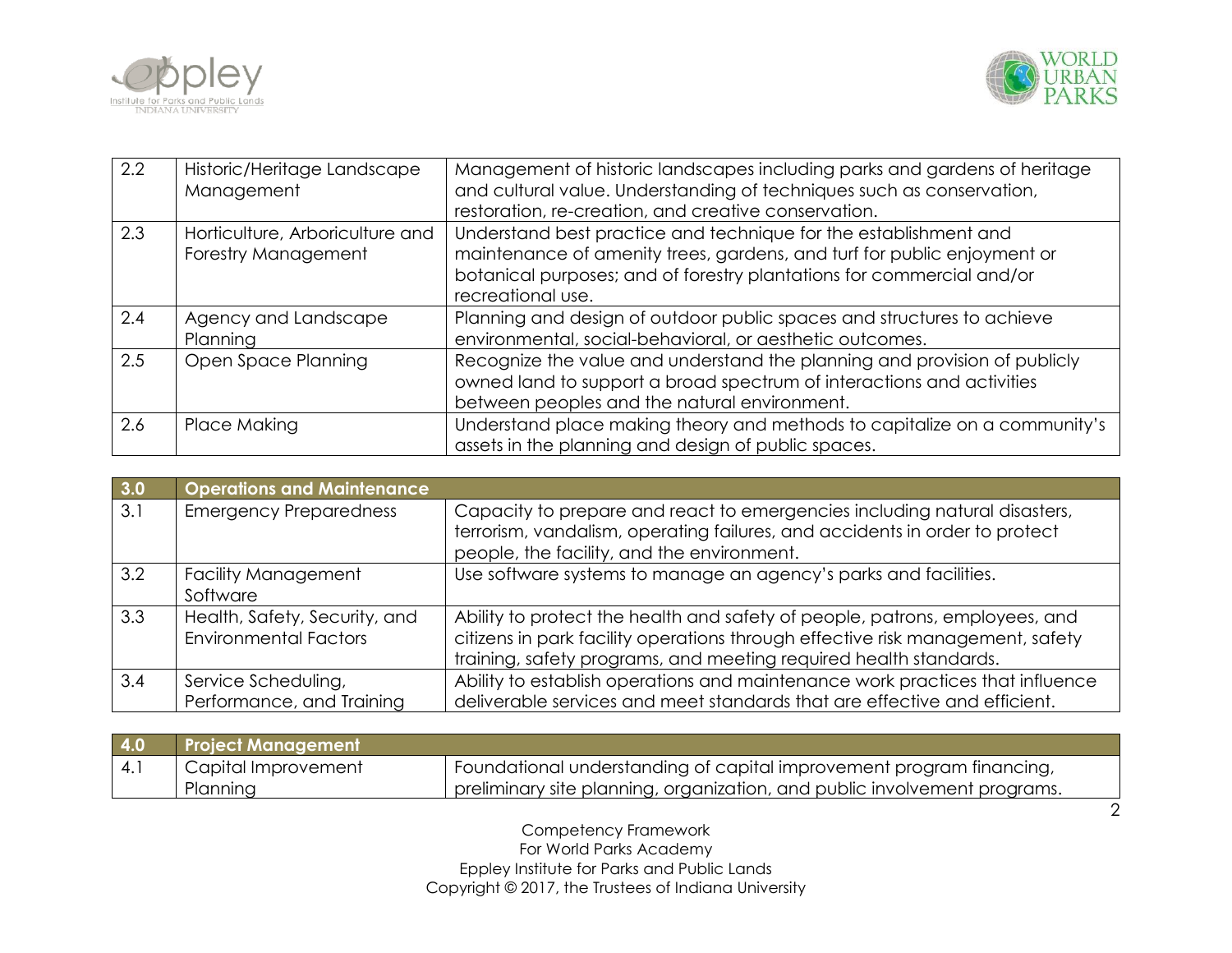| 2.2 | Historic/Heritage Landscape Management | Management of historic landscapes including parks and gardens of heritage and cultural value. Understanding of techniques such as conservation, restoration, re-creation, and creative conservation. |
|---|---|---|
| 2.3 | Horticulture, Arboriculture and Forestry Management | Understand best practice and technique for the establishment and maintenance of amenity trees, gardens, and turf for public enjoyment or botanical purposes; and of forestry plantations for commercial and/or recreational use. |
| 2.4 | Agency and Landscape Planning | Planning and design of outdoor public spaces and structures to achieve environmental, social-behavioral, or aesthetic outcomes. |
| 2.5 | Open Space Planning | Recognize the value and understand the planning and provision of publicly owned land to support a broad spectrum of interactions and activities between peoples and the natural environment. |
| 2.6 | Place Making | Understand place making theory and methods to capitalize on a community's assets in the planning and design of public spaces. |

| **3.0** | **Operations and Maintenance** | |
|---|---|---|
| 3.1 | Emergency Preparedness | Capacity to prepare and react to emergencies including natural disasters, terrorism, vandalism, operating failures, and accidents in order to protect people, the facility, and the environment. |
| 3.2 | Facility Management Software | Use software systems to manage an agency's parks and facilities. |
| 3.3 | Health, Safety, Security, and Environmental Factors | Ability to protect the health and safety of people, patrons, employees, and citizens in park facility operations through effective risk management, safety training, safety programs, and meeting required health standards. |
| 3.4 | Service Scheduling, Performance, and Training | Ability to establish operations and maintenance work practices that influence deliverable services and meet standards that are effective and efficient. |

| **4.0** | **Project Management** | |
|---|---|---|
| 4.1 | Capital Improvement Planning | Foundational understanding of capital improvement program financing, preliminary site planning, organization, and public involvement programs. |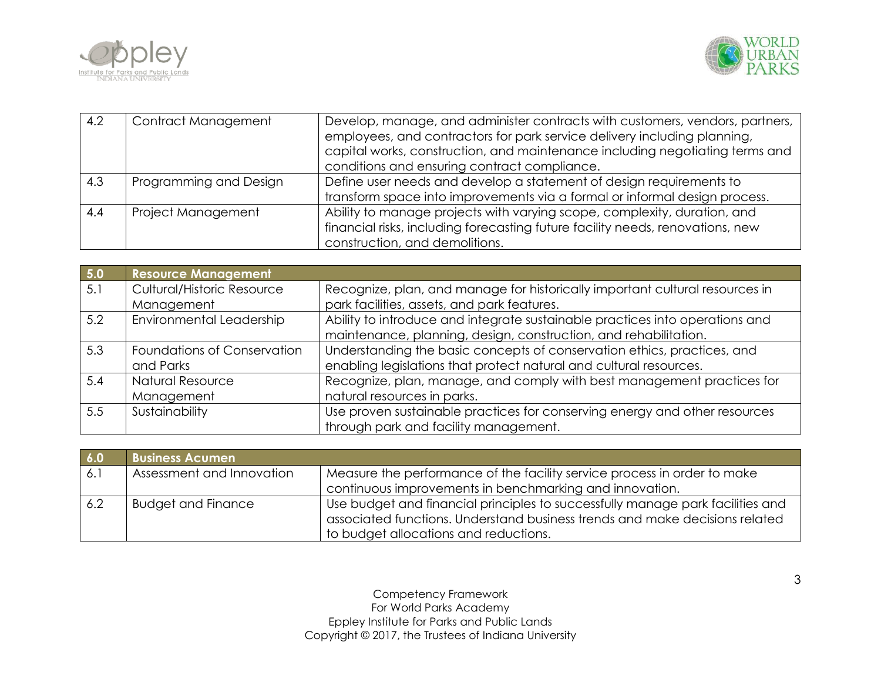| 4.2 | Contract Management | Develop, manage, and administer contracts with customers, vendors, partners, employees, and contractors for park service delivery including planning, capital works, construction, and maintenance including negotiating terms and conditions and ensuring contract compliance. |
|---|---|---|
| 4.3 | Programming and Design | Define user needs and develop a statement of design requirements to transform space into improvements via a formal or informal design process. |
| 4.4 | Project Management | Ability to manage projects with varying scope, complexity, duration, and financial risks, including forecasting future facility needs, renovations, new construction, and demolitions. |

| **5.0** | **Resource Management** | |
|---|---|---|
| 5.1 | Cultural/Historic Resource Management | Recognize, plan, and manage for historically important cultural resources in park facilities, assets, and park features. |
| 5.2 | Environmental Leadership | Ability to introduce and integrate sustainable practices into operations and maintenance, planning, design, construction, and rehabilitation. |
| 5.3 | Foundations of Conservation and Parks | Understanding the basic concepts of conservation ethics, practices, and enabling legislations that protect natural and cultural resources. |
| 5.4 | Natural Resource Management | Recognize, plan, manage, and comply with best management practices for natural resources in parks. |
| 5.5 | Sustainability | Use proven sustainable practices for conserving energy and other resources through park and facility management. |

| **6.0** | **Business Acumen** | |
|---|---|---|
| 6.1 | Assessment and Innovation | Measure the performance of the facility service process in order to make continuous improvements in benchmarking and innovation. |
| 6.2 | Budget and Finance | Use budget and financial principles to successfully manage park facilities and associated functions. Understand business trends and make decisions related to budget allocations and reductions. |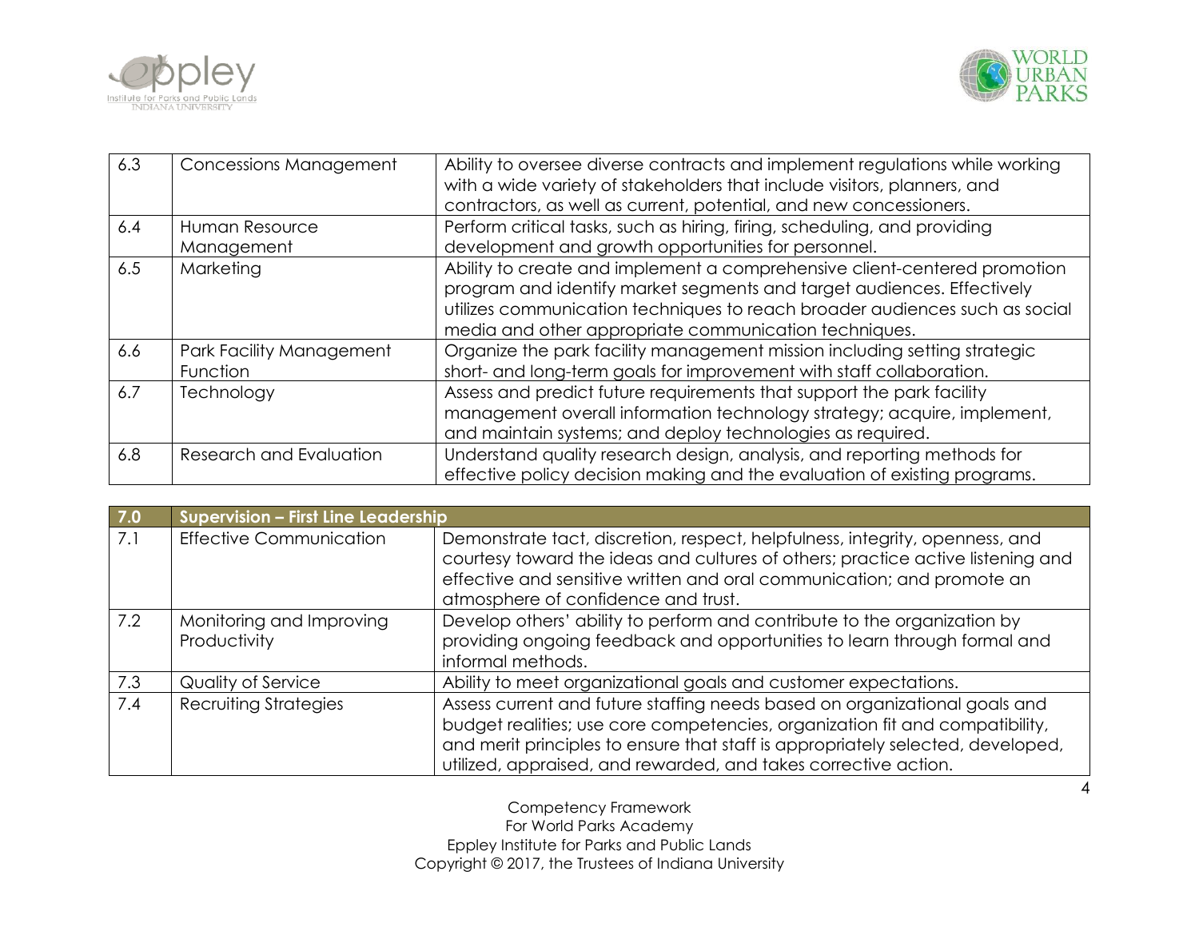| | | |
|---|---|---|
| 6.3 | Concessions Management | Ability to oversee diverse contracts and implement regulations while working with a wide variety of stakeholders that include visitors, planners, and contractors, as well as current, potential, and new concessioners. |
| 6.4 | Human Resource Management | Perform critical tasks, such as hiring, firing, scheduling, and providing development and growth opportunities for personnel. |
| 6.5 | Marketing | Ability to create and implement a comprehensive client-centered promotion program and identify market segments and target audiences. Effectively utilizes communication techniques to reach broader audiences such as social media and other appropriate communication techniques. |
| 6.6 | Park Facility Management Function | Organize the park facility management mission including setting strategic short- and long-term goals for improvement with staff collaboration. |
| 6.7 | Technology | Assess and predict future requirements that support the park facility management overall information technology strategy; acquire, implement, and maintain systems; and deploy technologies as required. |
| 6.8 | Research and Evaluation | Understand quality research design, analysis, and reporting methods for effective policy decision making and the evaluation of existing programs. |

| **7.0** | **Supervision – First Line Leadership** | |
|---|---|---|
| 7.1 | Effective Communication | Demonstrate tact, discretion, respect, helpfulness, integrity, openness, and courtesy toward the ideas and cultures of others; practice active listening and effective and sensitive written and oral communication; and promote an atmosphere of confidence and trust. |
| 7.2 | Monitoring and Improving Productivity | Develop others' ability to perform and contribute to the organization by providing ongoing feedback and opportunities to learn through formal and informal methods. |
| 7.3 | Quality of Service | Ability to meet organizational goals and customer expectations. |
| 7.4 | Recruiting Strategies | Assess current and future staffing needs based on organizational goals and budget realities; use core competencies, organization fit and compatibility, and merit principles to ensure that staff is appropriately selected, developed, utilized, appraised, and rewarded, and takes corrective action. |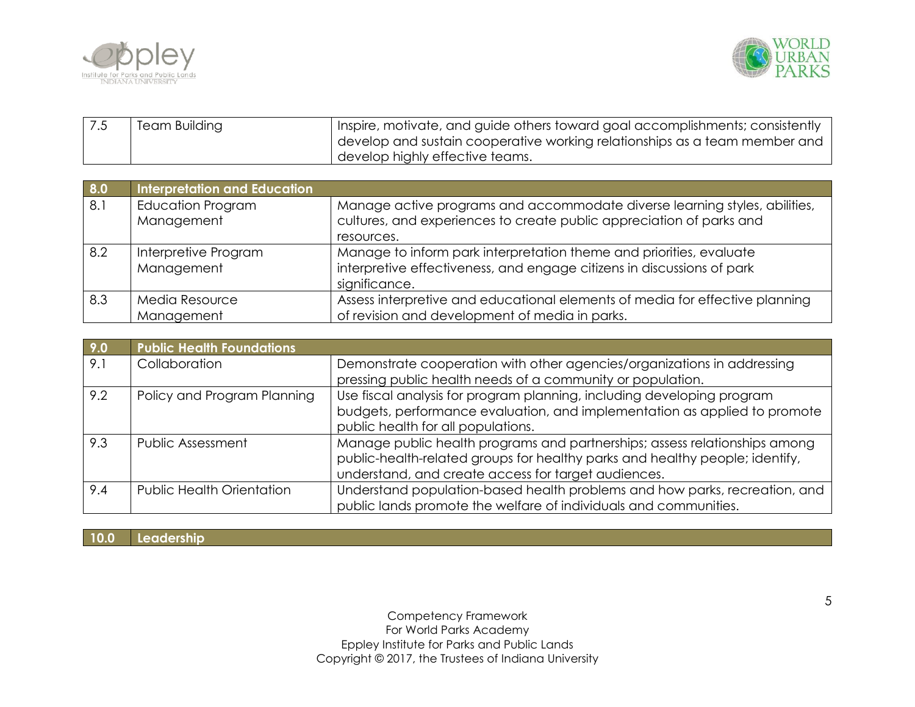| | | |
|---|---|---|
| 7.5 | Team Building | Inspire, motivate, and guide others toward goal accomplishments; consistently develop and sustain cooperative working relationships as a team member and develop highly effective teams. |

| 8.0 | Interpretation and Education | |
|---|---|---|
| 8.1 | Education Program Management | Manage active programs and accommodate diverse learning styles, abilities, cultures, and experiences to create public appreciation of parks and resources. |
| 8.2 | Interpretive Program Management | Manage to inform park interpretation theme and priorities, evaluate interpretive effectiveness, and engage citizens in discussions of park significance. |
| 8.3 | Media Resource Management | Assess interpretive and educational elements of media for effective planning of revision and development of media in parks. |

| 9.0 | Public Health Foundations | |
|---|---|---|
| 9.1 | Collaboration | Demonstrate cooperation with other agencies/organizations in addressing pressing public health needs of a community or population. |
| 9.2 | Policy and Program Planning | Use fiscal analysis for program planning, including developing program budgets, performance evaluation, and implementation as applied to promote public health for all populations. |
| 9.3 | Public Assessment | Manage public health programs and partnerships; assess relationships among public-health-related groups for healthy parks and healthy people; identify, understand, and create access for target audiences. |
| 9.4 | Public Health Orientation | Understand population-based health problems and how parks, recreation, and public lands promote the welfare of individuals and communities. |

| 10.0 | Leadership | |
|---|---|---|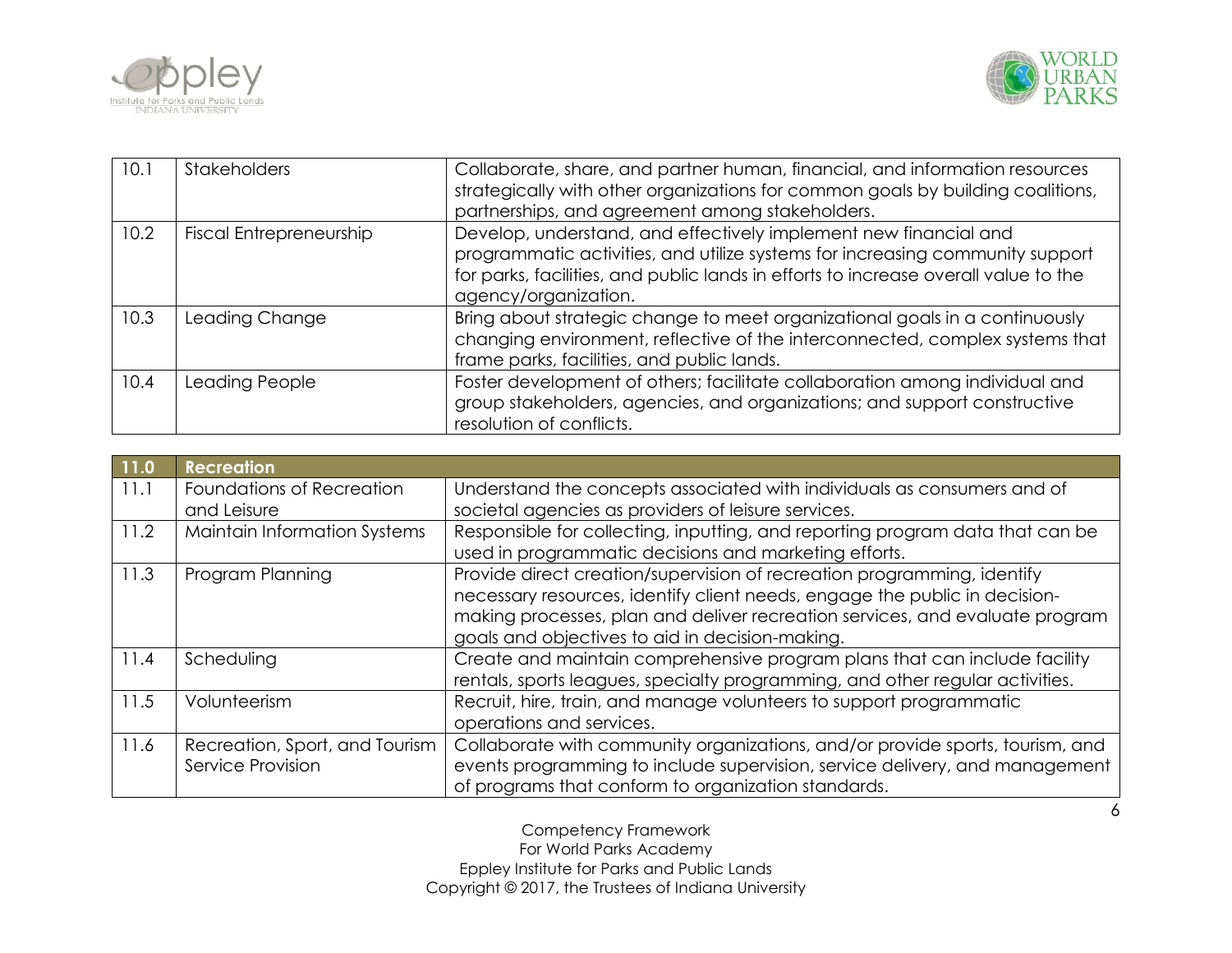| 10.1 | Stakeholders | Collaborate, share, and partner human, financial, and information resources strategically with other organizations for common goals by building coalitions, partnerships, and agreement among stakeholders. |
|---|---|---|
| 10.2 | Fiscal Entrepreneurship | Develop, understand, and effectively implement new financial and programmatic activities, and utilize systems for increasing community support for parks, facilities, and public lands in efforts to increase overall value to the agency/organization. |
| 10.3 | Leading Change | Bring about strategic change to meet organizational goals in a continuously changing environment, reflective of the interconnected, complex systems that frame parks, facilities, and public lands. |
| 10.4 | Leading People | Foster development of others; facilitate collaboration among individual and group stakeholders, agencies, and organizations; and support constructive resolution of conflicts. |

| **11.0** | **Recreation** | |
|---|---|---|
| 11.1 | Foundations of Recreation and Leisure | Understand the concepts associated with individuals as consumers and of societal agencies as providers of leisure services. |
| 11.2 | Maintain Information Systems | Responsible for collecting, inputting, and reporting program data that can be used in programmatic decisions and marketing efforts. |
| 11.3 | Program Planning | Provide direct creation/supervision of recreation programming, identify necessary resources, identify client needs, engage the public in decision-making processes, plan and deliver recreation services, and evaluate program goals and objectives to aid in decision-making. |
| 11.4 | Scheduling | Create and maintain comprehensive program plans that can include facility rentals, sports leagues, specialty programming, and other regular activities. |
| 11.5 | Volunteerism | Recruit, hire, train, and manage volunteers to support programmatic operations and services. |
| 11.6 | Recreation, Sport, and Tourism Service Provision | Collaborate with community organizations, and/or provide sports, tourism, and events programming to include supervision, service delivery, and management of programs that conform to organization standards. |